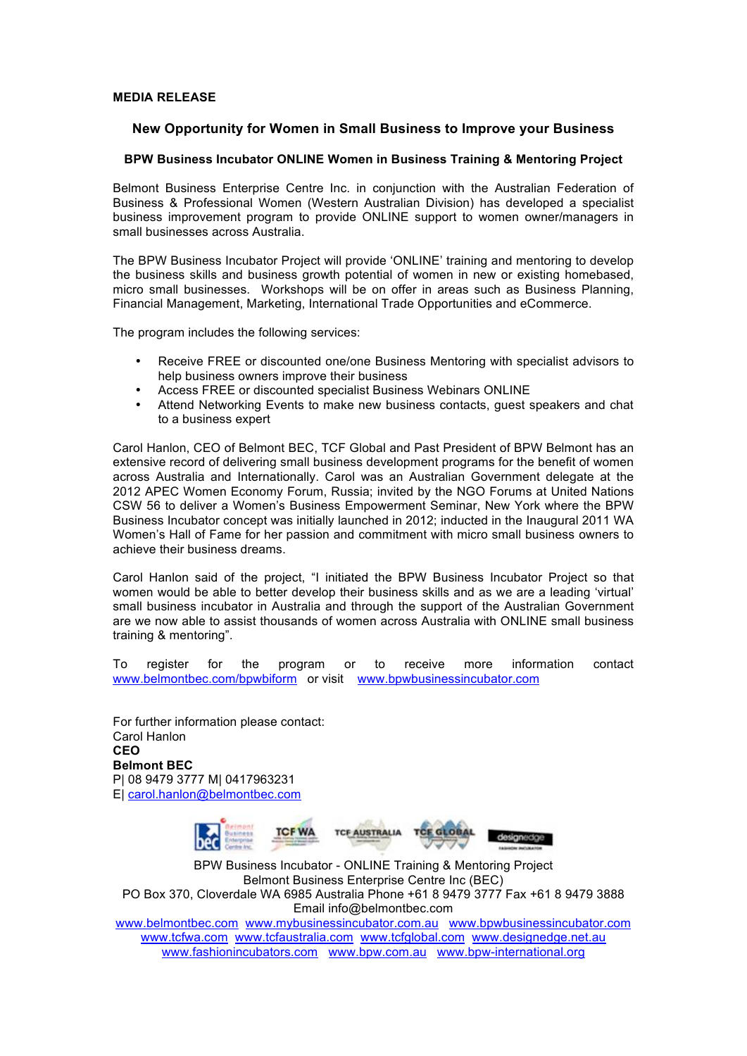**MEDIA RELEASE**

## New Opportunity for Women in Small Business to Improve your Business

### BPW Business Incubator ONLINE Women in Business Training & Mentoring Project

Belmont Business Enterprise Centre Inc. in conjunction with the Australian Federation of Business & Professional Women (Western Australian Division) has developed a specialist business improvement program to provide ONLINE support to women owner/managers in small businesses across Australia.

The BPW Business Incubator Project will provide 'ONLINE' training and mentoring to develop the business skills and business growth potential of women in new or existing homebased, micro small businesses. Workshops will be on offer in areas such as Business Planning, Financial Management, Marketing, International Trade Opportunities and eCommerce.

The program includes the following services:

- Receive FREE or discounted one/one Business Mentoring with specialist advisors to help business owners improve their business
- Access FREE or discounted specialist Business Webinars ONLINE
- Attend Networking Events to make new business contacts, guest speakers and chat to a business expert

Carol Hanlon, CEO of Belmont BEC, TCF Global and Past President of BPW Belmont has an extensive record of delivering small business development programs for the benefit of women across Australia and Internationally. Carol was an Australian Government delegate at the 2012 APEC Women Economy Forum, Russia; invited by the NGO Forums at United Nations CSW 56 to deliver a Women's Business Empowerment Seminar, New York where the BPW Business Incubator concept was initially launched in 2012; inducted in the Inaugural 2011 WA Women's Hall of Fame for her passion and commitment with micro small business owners to achieve their business dreams.

Carol Hanlon said of the project, "I initiated the BPW Business Incubator Project so that women would be able to better develop their business skills and as we are a leading 'virtual' small business incubator in Australia and through the support of the Australian Government are we now able to assist thousands of women across Australia with ONLINE small business training & mentoring".

To register for the program or to receive more information contact www.belmontbec.com/bpwbiform or visit www.bpwbusinessincubator.com

For further information please contact:
Carol Hanlon
**CEO**
**Belmont BEC**
P| 08 9479 3777 M| 0417963231
E| carol.hanlon@belmontbec.com

BPW Business Incubator - ONLINE Training & Mentoring Project
Belmont Business Enterprise Centre Inc (BEC)
PO Box 370, Cloverdale WA 6985 Australia Phone +61 8 9479 3777 Fax +61 8 9479 3888
Email info@belmontbec.com
www.belmontbec.com www.mybusinessincubator.com.au www.bpwbusinessincubator.com
www.tcfwa.com www.tcfaustralia.com www.tcfglobal.com www.designedge.net.au
www.fashionincubators.com www.bpw.com.au www.bpw-international.org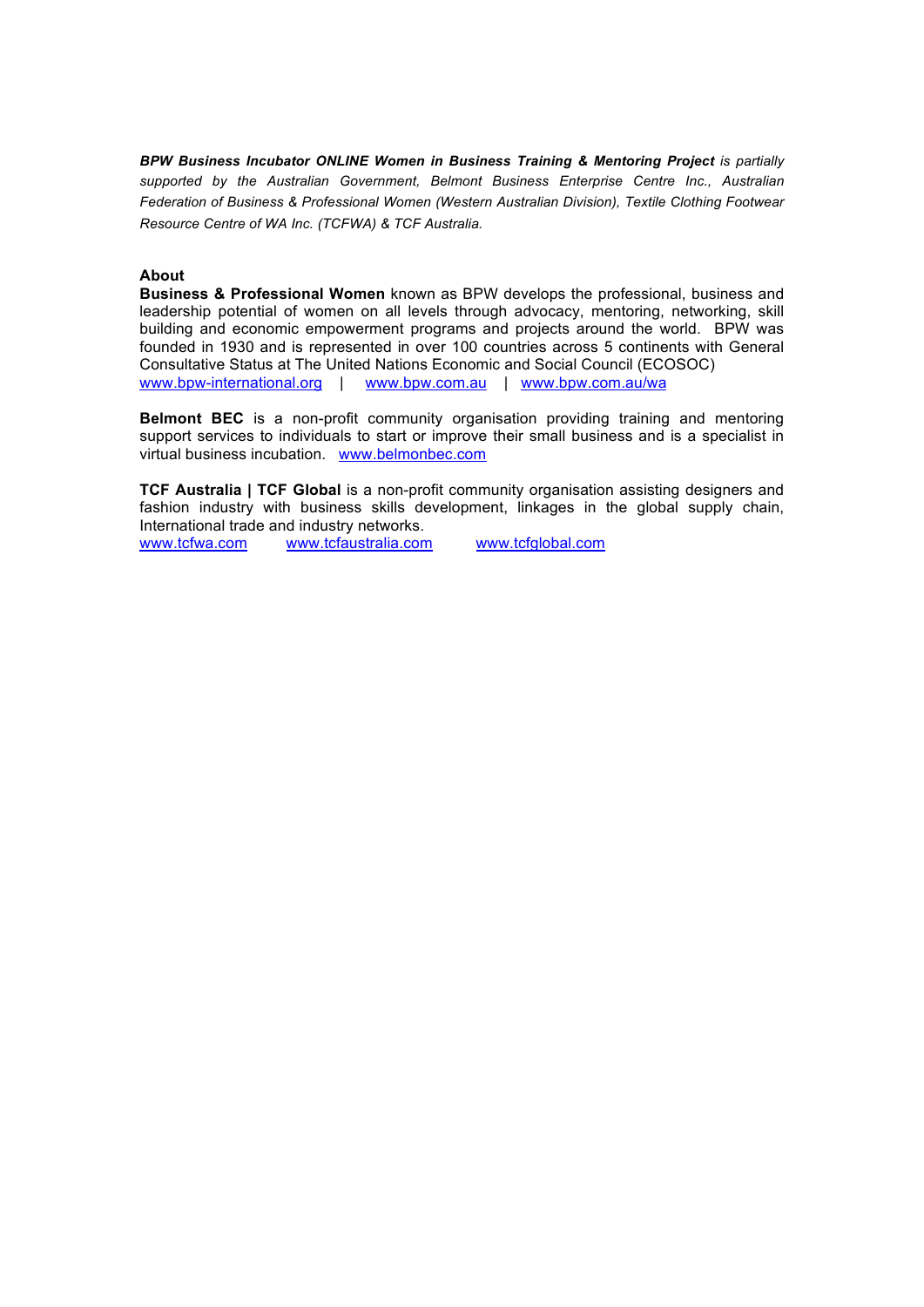***BPW Business Incubator ONLINE Women in Business Training & Mentoring Project*** *is partially supported by the Australian Government, Belmont Business Enterprise Centre Inc., Australian Federation of Business & Professional Women (Western Australian Division), Textile Clothing Footwear Resource Centre of WA Inc. (TCFWA) & TCF Australia.*

**About**

**Business & Professional Women** known as BPW develops the professional, business and leadership potential of women on all levels through advocacy, mentoring, networking, skill building and economic empowerment programs and projects around the world. BPW was founded in 1930 and is represented in over 100 countries across 5 continents with General Consultative Status at The United Nations Economic and Social Council (ECOSOC)
www.bpw-international.org | www.bpw.com.au | www.bpw.com.au/wa

**Belmont BEC** is a non-profit community organisation providing training and mentoring support services to individuals to start or improve their small business and is a specialist in virtual business incubation. www.belmonbec.com

**TCF Australia | TCF Global** is a non-profit community organisation assisting designers and fashion industry with business skills development, linkages in the global supply chain, International trade and industry networks.
www.tcfwa.com www.tcfaustralia.com www.tcfglobal.com